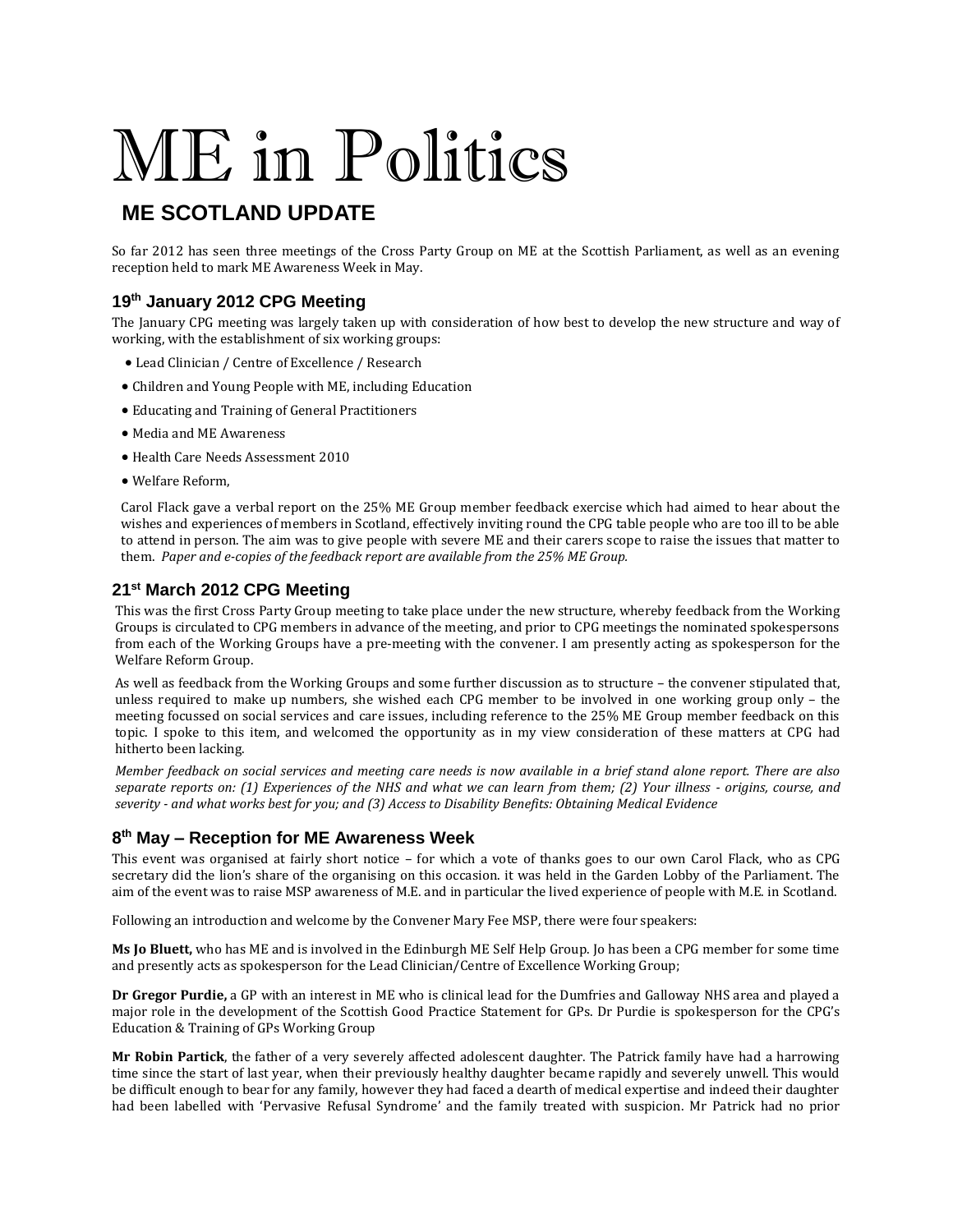# ME in Politics

## ME SCOTLAND UPDATE

So far 2012 has seen three meetings of the Cross Party Group on ME at the Scottish Parliament, as well as an evening reception held to mark ME Awareness Week in May.

### 19th January 2012 CPG Meeting

The January CPG meeting was largely taken up with consideration of how best to develop the new structure and way of working, with the establishment of six working groups:

- Lead Clinician / Centre of Excellence / Research
- Children and Young People with ME, including Education
- Educating and Training of General Practitioners
- Media and ME Awareness
- Health Care Needs Assessment 2010
- Welfare Reform,

Carol Flack gave a verbal report on the 25% ME Group member feedback exercise which had aimed to hear about the wishes and experiences of members in Scotland, effectively inviting round the CPG table people who are too ill to be able to attend in person. The aim was to give people with severe ME and their carers scope to raise the issues that matter to them. *Paper and e-copies of the feedback report are available from the 25% ME Group.*

### 21st March 2012 CPG Meeting

This was the first Cross Party Group meeting to take place under the new structure, whereby feedback from the Working Groups is circulated to CPG members in advance of the meeting, and prior to CPG meetings the nominated spokespersons from each of the Working Groups have a pre-meeting with the convener. I am presently acting as spokesperson for the Welfare Reform Group.

As well as feedback from the Working Groups and some further discussion as to structure – the convener stipulated that, unless required to make up numbers, she wished each CPG member to be involved in one working group only – the meeting focussed on social services and care issues, including reference to the 25% ME Group member feedback on this topic. I spoke to this item, and welcomed the opportunity as in my view consideration of these matters at CPG had hitherto been lacking.

*Member feedback on social services and meeting care needs is now available in a brief stand alone report. There are also separate reports on: (1) Experiences of the NHS and what we can learn from them; (2) Your illness - origins, course, and severity - and what works best for you; and (3) Access to Disability Benefits: Obtaining Medical Evidence*

### 8th May – Reception for ME Awareness Week

This event was organised at fairly short notice – for which a vote of thanks goes to our own Carol Flack, who as CPG secretary did the lion's share of the organising on this occasion. it was held in the Garden Lobby of the Parliament. The aim of the event was to raise MSP awareness of M.E. and in particular the lived experience of people with M.E. in Scotland.

Following an introduction and welcome by the Convener Mary Fee MSP, there were four speakers:

**Ms Jo Bluett,** who has ME and is involved in the Edinburgh ME Self Help Group. Jo has been a CPG member for some time and presently acts as spokesperson for the Lead Clinician/Centre of Excellence Working Group;

**Dr Gregor Purdie,** a GP with an interest in ME who is clinical lead for the Dumfries and Galloway NHS area and played a major role in the development of the Scottish Good Practice Statement for GPs. Dr Purdie is spokesperson for the CPG's Education & Training of GPs Working Group

**Mr Robin Partick**, the father of a very severely affected adolescent daughter. The Patrick family have had a harrowing time since the start of last year, when their previously healthy daughter became rapidly and severely unwell. This would be difficult enough to bear for any family, however they had faced a dearth of medical expertise and indeed their daughter had been labelled with 'Pervasive Refusal Syndrome' and the family treated with suspicion. Mr Patrick had no prior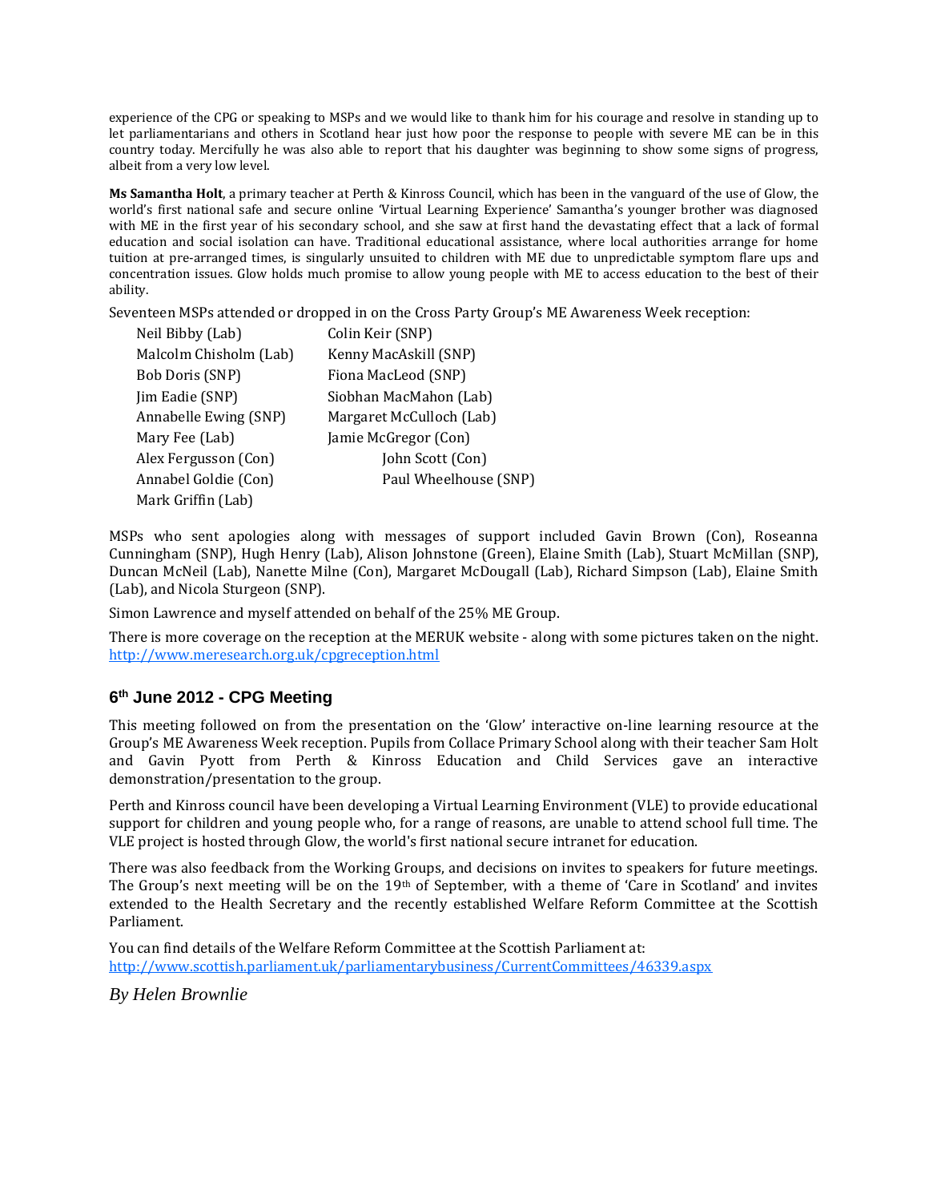experience of the CPG or speaking to MSPs and we would like to thank him for his courage and resolve in standing up to let parliamentarians and others in Scotland hear just how poor the response to people with severe ME can be in this country today. Mercifully he was also able to report that his daughter was beginning to show some signs of progress, albeit from a very low level.

**Ms Samantha Holt**, a primary teacher at Perth & Kinross Council, which has been in the vanguard of the use of Glow, the world's first national safe and secure online 'Virtual Learning Experience' Samantha's younger brother was diagnosed with ME in the first year of his secondary school, and she saw at first hand the devastating effect that a lack of formal education and social isolation can have. Traditional educational assistance, where local authorities arrange for home tuition at pre-arranged times, is singularly unsuited to children with ME due to unpredictable symptom flare ups and concentration issues. Glow holds much promise to allow young people with ME to access education to the best of their ability.

Seventeen MSPs attended or dropped in on the Cross Party Group's ME Awareness Week reception:

| | |
|---|---|
| Neil Bibby (Lab) | Colin Keir (SNP) |
| Malcolm Chisholm (Lab) | Kenny MacAskill (SNP) |
| Bob Doris (SNP) | Fiona MacLeod (SNP) |
| Jim Eadie (SNP) | Siobhan MacMahon (Lab) |
| Annabelle Ewing (SNP) | Margaret McCulloch (Lab) |
| Mary Fee (Lab) | Jamie McGregor (Con) |
| Alex Fergusson (Con) | John Scott (Con) |
| Annabel Goldie (Con) | Paul Wheelhouse (SNP) |
| Mark Griffin (Lab) | |

MSPs who sent apologies along with messages of support included Gavin Brown (Con), Roseanna Cunningham (SNP), Hugh Henry (Lab), Alison Johnstone (Green), Elaine Smith (Lab), Stuart McMillan (SNP), Duncan McNeil (Lab), Nanette Milne (Con), Margaret McDougall (Lab), Richard Simpson (Lab), Elaine Smith (Lab), and Nicola Sturgeon (SNP).

Simon Lawrence and myself attended on behalf of the 25% ME Group.

There is more coverage on the reception at the MERUK website - along with some pictures taken on the night. http://www.meresearch.org.uk/cpgreception.html

## 6th June 2012 - CPG Meeting

This meeting followed on from the presentation on the 'Glow' interactive on-line learning resource at the Group's ME Awareness Week reception. Pupils from Collace Primary School along with their teacher Sam Holt and Gavin Pyott from Perth & Kinross Education and Child Services gave an interactive demonstration/presentation to the group.

Perth and Kinross council have been developing a Virtual Learning Environment (VLE) to provide educational support for children and young people who, for a range of reasons, are unable to attend school full time. The VLE project is hosted through Glow, the world's first national secure intranet for education.

There was also feedback from the Working Groups, and decisions on invites to speakers for future meetings. The Group's next meeting will be on the 19th of September, with a theme of 'Care in Scotland' and invites extended to the Health Secretary and the recently established Welfare Reform Committee at the Scottish Parliament.

You can find details of the Welfare Reform Committee at the Scottish Parliament at:
http://www.scottish.parliament.uk/parliamentarybusiness/CurrentCommittees/46339.aspx

*By Helen Brownlie*